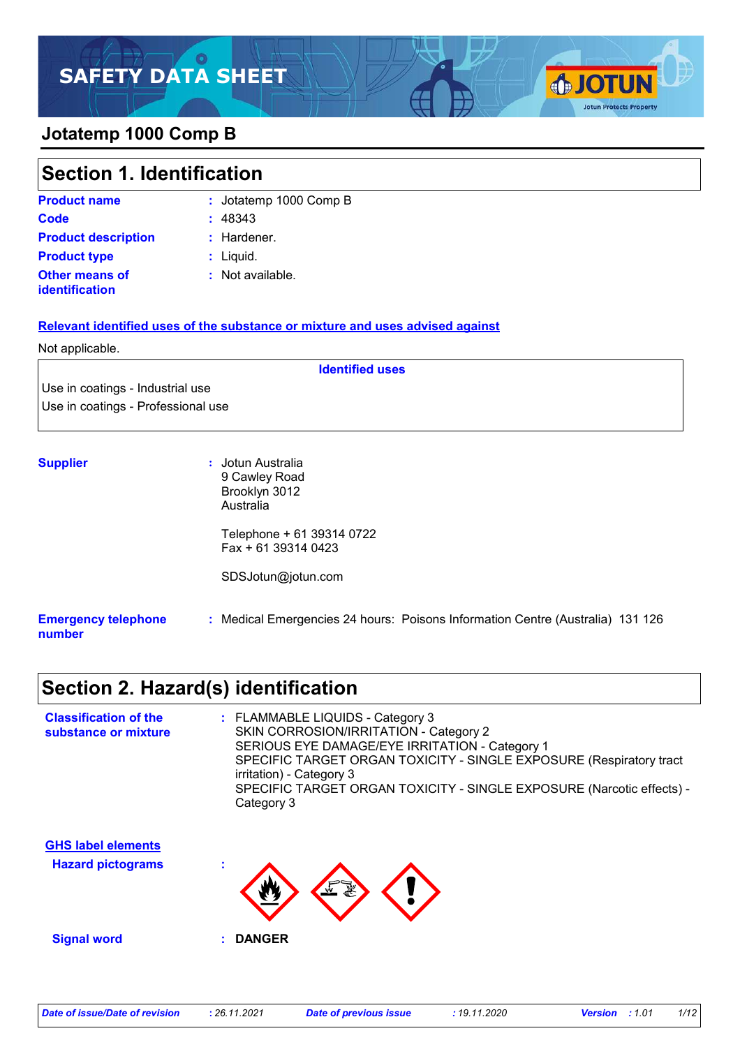# SAFETY DATA SHEET

## Jotatemp 1000 Comp B

## Section 1. Identification

| | | |
|---|---|---|
| **Product name** | : | Jotatemp 1000 Comp B |
| **Code** | : | 48343 |
| **Product description** | : | Hardener. |
| **Product type** | : | Liquid. |
| **Other means of identification** | : | Not available. |

**Relevant identified uses of the substance or mixture and uses advised against**

Not applicable.

| Identified uses |
|---|
| Use in coatings - Industrial use |
| Use in coatings - Professional use |

**Supplier** : Jotun Australia
9 Cawley Road
Brooklyn 3012
Australia

Telephone + 61 39314 0722
Fax + 61 39314 0423

SDSJotun@jotun.com

**Emergency telephone number** : Medical Emergencies 24 hours: Poisons Information Centre (Australia) 131 126

## Section 2. Hazard(s) identification

**Classification of the substance or mixture** : FLAMMABLE LIQUIDS - Category 3
SKIN CORROSION/IRRITATION - Category 2
SERIOUS EYE DAMAGE/EYE IRRITATION - Category 1
SPECIFIC TARGET ORGAN TOXICITY - SINGLE EXPOSURE (Respiratory tract irritation) - Category 3
SPECIFIC TARGET ORGAN TOXICITY - SINGLE EXPOSURE (Narcotic effects) - Category 3

**GHS label elements**

**Hazard pictograms** :

**Signal word** : **DANGER**

*Date of issue/Date of revision* : *26.11.2021* *Date of previous issue* : *19.11.2020* *Version* : *1.01*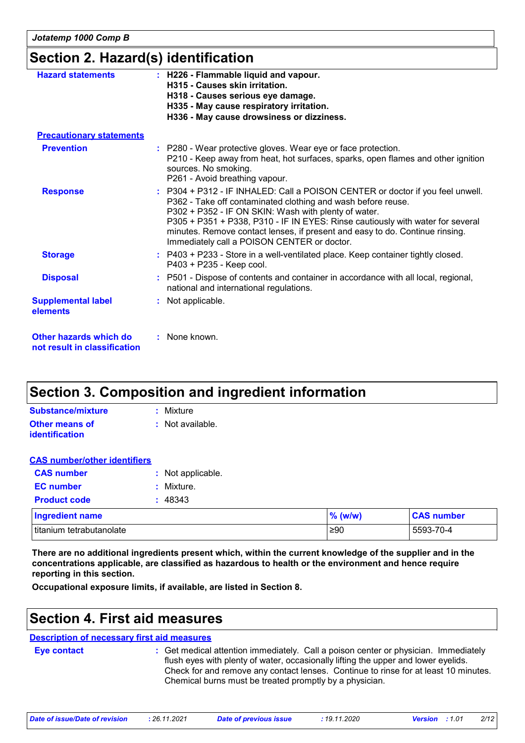## Section 2. Hazard(s) identification

**Hazard statements** : **H226 - Flammable liquid and vapour.**
**H315 - Causes skin irritation.**
**H318 - Causes serious eye damage.**
**H335 - May cause respiratory irritation.**
**H336 - May cause drowsiness or dizziness.**

**Precautionary statements**

**Prevention** : P280 - Wear protective gloves. Wear eye or face protection.
P210 - Keep away from heat, hot surfaces, sparks, open flames and other ignition sources. No smoking.
P261 - Avoid breathing vapour.

**Response** : P304 + P312 - IF INHALED: Call a POISON CENTER or doctor if you feel unwell.
P362 - Take off contaminated clothing and wash before reuse.
P302 + P352 - IF ON SKIN: Wash with plenty of water.
P305 + P351 + P338, P310 - IF IN EYES: Rinse cautiously with water for several minutes. Remove contact lenses, if present and easy to do. Continue rinsing. Immediately call a POISON CENTER or doctor.

**Storage** : P403 + P233 - Store in a well-ventilated place. Keep container tightly closed.
P403 + P235 - Keep cool.

**Disposal** : P501 - Dispose of contents and container in accordance with all local, regional, national and international regulations.

**Supplemental label elements** : Not applicable.

**Other hazards which do not result in classification** : None known.

## Section 3. Composition and ingredient information

**Substance/mixture** : Mixture

**Other means of identification** : Not available.

**CAS number/other identifiers**

**CAS number** : Not applicable.

**EC number** : Mixture.

**Product code** : 48343

| Ingredient name | % (w/w) | CAS number |
|---|---|---|
| titanium tetrabutanolate | ≥90 | 5593-70-4 |

**There are no additional ingredients present which, within the current knowledge of the supplier and in the concentrations applicable, are classified as hazardous to health or the environment and hence require reporting in this section.**

**Occupational exposure limits, if available, are listed in Section 8.**

## Section 4. First aid measures

**Description of necessary first aid measures**

**Eye contact** : Get medical attention immediately. Call a poison center or physician. Immediately flush eyes with plenty of water, occasionally lifting the upper and lower eyelids. Check for and remove any contact lenses. Continue to rinse for at least 10 minutes. Chemical burns must be treated promptly by a physician.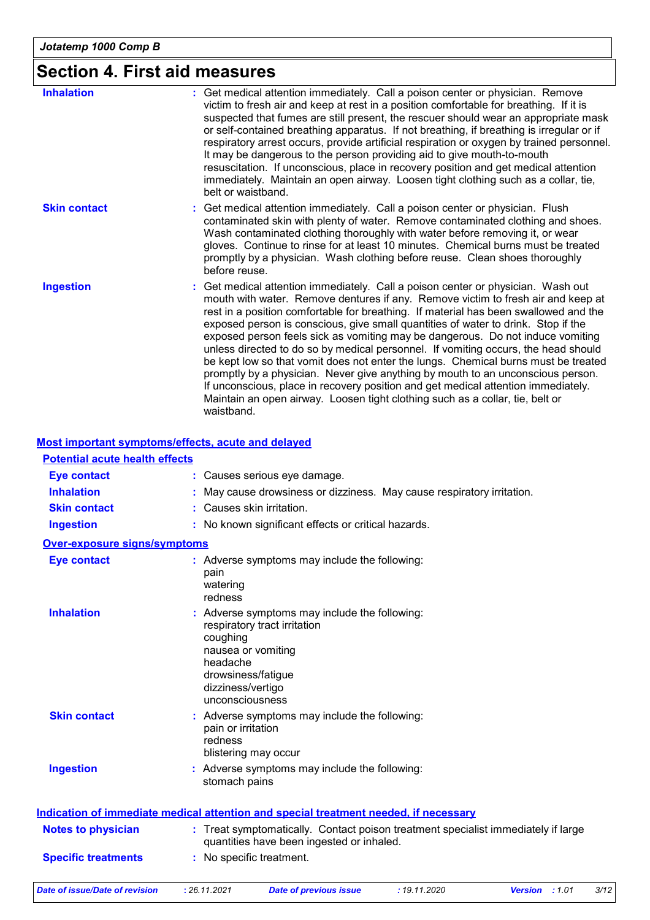# Section 4. First aid measures

**Inhalation** : Get medical attention immediately. Call a poison center or physician. Remove victim to fresh air and keep at rest in a position comfortable for breathing. If it is suspected that fumes are still present, the rescuer should wear an appropriate mask or self-contained breathing apparatus. If not breathing, if breathing is irregular or if respiratory arrest occurs, provide artificial respiration or oxygen by trained personnel. It may be dangerous to the person providing aid to give mouth-to-mouth resuscitation. If unconscious, place in recovery position and get medical attention immediately. Maintain an open airway. Loosen tight clothing such as a collar, tie, belt or waistband.

**Skin contact** : Get medical attention immediately. Call a poison center or physician. Flush contaminated skin with plenty of water. Remove contaminated clothing and shoes. Wash contaminated clothing thoroughly with water before removing it, or wear gloves. Continue to rinse for at least 10 minutes. Chemical burns must be treated promptly by a physician. Wash clothing before reuse. Clean shoes thoroughly before reuse.

**Ingestion** : Get medical attention immediately. Call a poison center or physician. Wash out mouth with water. Remove dentures if any. Remove victim to fresh air and keep at rest in a position comfortable for breathing. If material has been swallowed and the exposed person is conscious, give small quantities of water to drink. Stop if the exposed person feels sick as vomiting may be dangerous. Do not induce vomiting unless directed to do so by medical personnel. If vomiting occurs, the head should be kept low so that vomit does not enter the lungs. Chemical burns must be treated promptly by a physician. Never give anything by mouth to an unconscious person. If unconscious, place in recovery position and get medical attention immediately. Maintain an open airway. Loosen tight clothing such as a collar, tie, belt or waistband.

## Most important symptoms/effects, acute and delayed

### Potential acute health effects

**Eye contact** : Causes serious eye damage.

**Inhalation** : May cause drowsiness or dizziness. May cause respiratory irritation.

**Skin contact** : Causes skin irritation.

**Ingestion** : No known significant effects or critical hazards.

### Over-exposure signs/symptoms

**Eye contact** : Adverse symptoms may include the following:
pain
watering
redness

**Inhalation** : Adverse symptoms may include the following:
respiratory tract irritation
coughing
nausea or vomiting
headache
drowsiness/fatigue
dizziness/vertigo
unconsciousness

**Skin contact** : Adverse symptoms may include the following:
pain or irritation
redness
blistering may occur

**Ingestion** : Adverse symptoms may include the following:
stomach pains

## Indication of immediate medical attention and special treatment needed, if necessary

**Notes to physician** : Treat symptomatically. Contact poison treatment specialist immediately if large quantities have been ingested or inhaled.

**Specific treatments** : No specific treatment.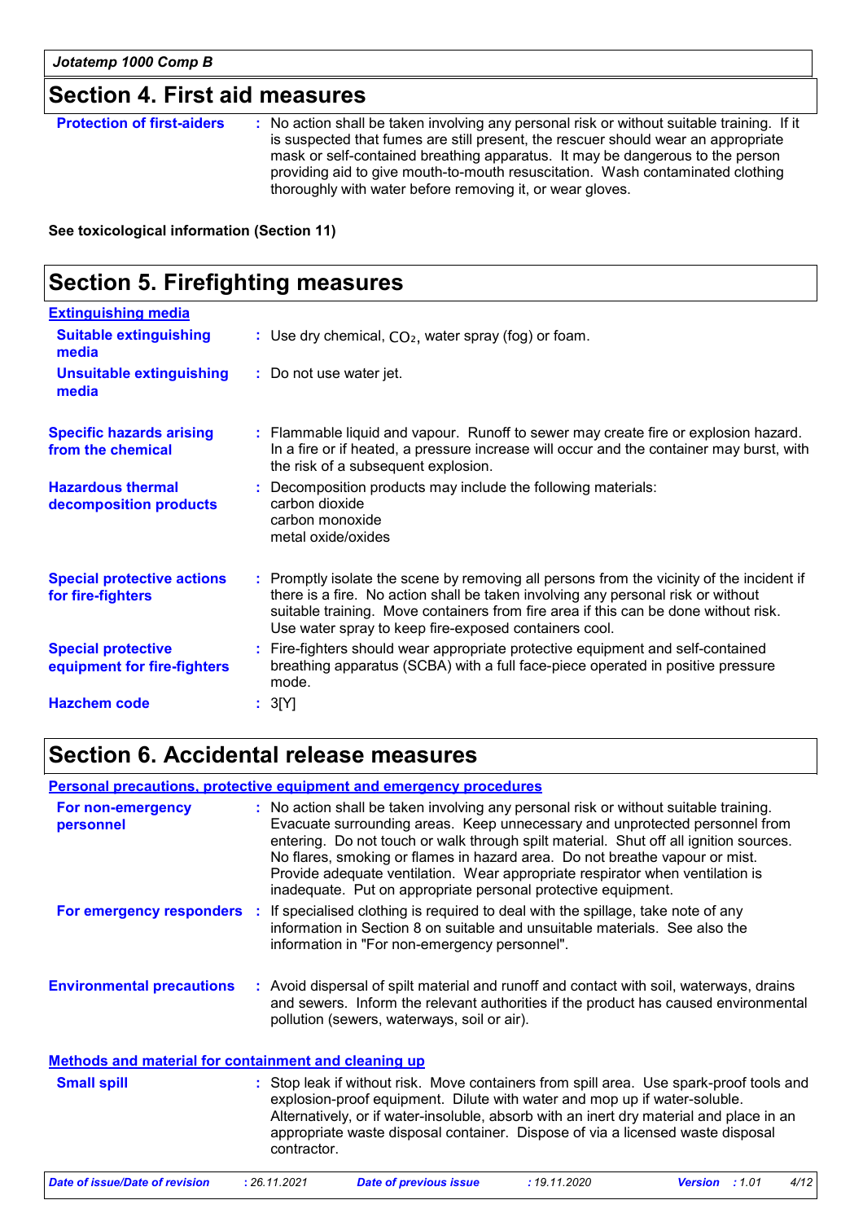## Section 4. First aid measures

**Protection of first-aiders** : No action shall be taken involving any personal risk or without suitable training. If it is suspected that fumes are still present, the rescuer should wear an appropriate mask or self-contained breathing apparatus. It may be dangerous to the person providing aid to give mouth-to-mouth resuscitation. Wash contaminated clothing thoroughly with water before removing it, or wear gloves.

**See toxicological information (Section 11)**

## Section 5. Firefighting measures

**Extinguishing media**

**Suitable extinguishing media** : Use dry chemical, $CO_2$, water spray (fog) or foam.

**Unsuitable extinguishing media** : Do not use water jet.

**Specific hazards arising from the chemical** : Flammable liquid and vapour. Runoff to sewer may create fire or explosion hazard. In a fire or if heated, a pressure increase will occur and the container may burst, with the risk of a subsequent explosion.

**Hazardous thermal decomposition products** : Decomposition products may include the following materials:
carbon dioxide
carbon monoxide
metal oxide/oxides

**Special protective actions for fire-fighters** : Promptly isolate the scene by removing all persons from the vicinity of the incident if there is a fire. No action shall be taken involving any personal risk or without suitable training. Move containers from fire area if this can be done without risk. Use water spray to keep fire-exposed containers cool.

**Special protective equipment for fire-fighters** : Fire-fighters should wear appropriate protective equipment and self-contained breathing apparatus (SCBA) with a full face-piece operated in positive pressure mode.

**Hazchem code** : 3[Y]

## Section 6. Accidental release measures

**Personal precautions, protective equipment and emergency procedures**

**For non-emergency personnel** : No action shall be taken involving any personal risk or without suitable training. Evacuate surrounding areas. Keep unnecessary and unprotected personnel from entering. Do not touch or walk through spilt material. Shut off all ignition sources. No flares, smoking or flames in hazard area. Do not breathe vapour or mist. Provide adequate ventilation. Wear appropriate respirator when ventilation is inadequate. Put on appropriate personal protective equipment.

**For emergency responders** : If specialised clothing is required to deal with the spillage, take note of any information in Section 8 on suitable and unsuitable materials. See also the information in "For non-emergency personnel".

**Environmental precautions** : Avoid dispersal of spilt material and runoff and contact with soil, waterways, drains and sewers. Inform the relevant authorities if the product has caused environmental pollution (sewers, waterways, soil or air).

**Methods and material for containment and cleaning up**

**Small spill** : Stop leak if without risk. Move containers from spill area. Use spark-proof tools and explosion-proof equipment. Dilute with water and mop up if water-soluble. Alternatively, or if water-insoluble, absorb with an inert dry material and place in an appropriate waste disposal container. Dispose of via a licensed waste disposal contractor.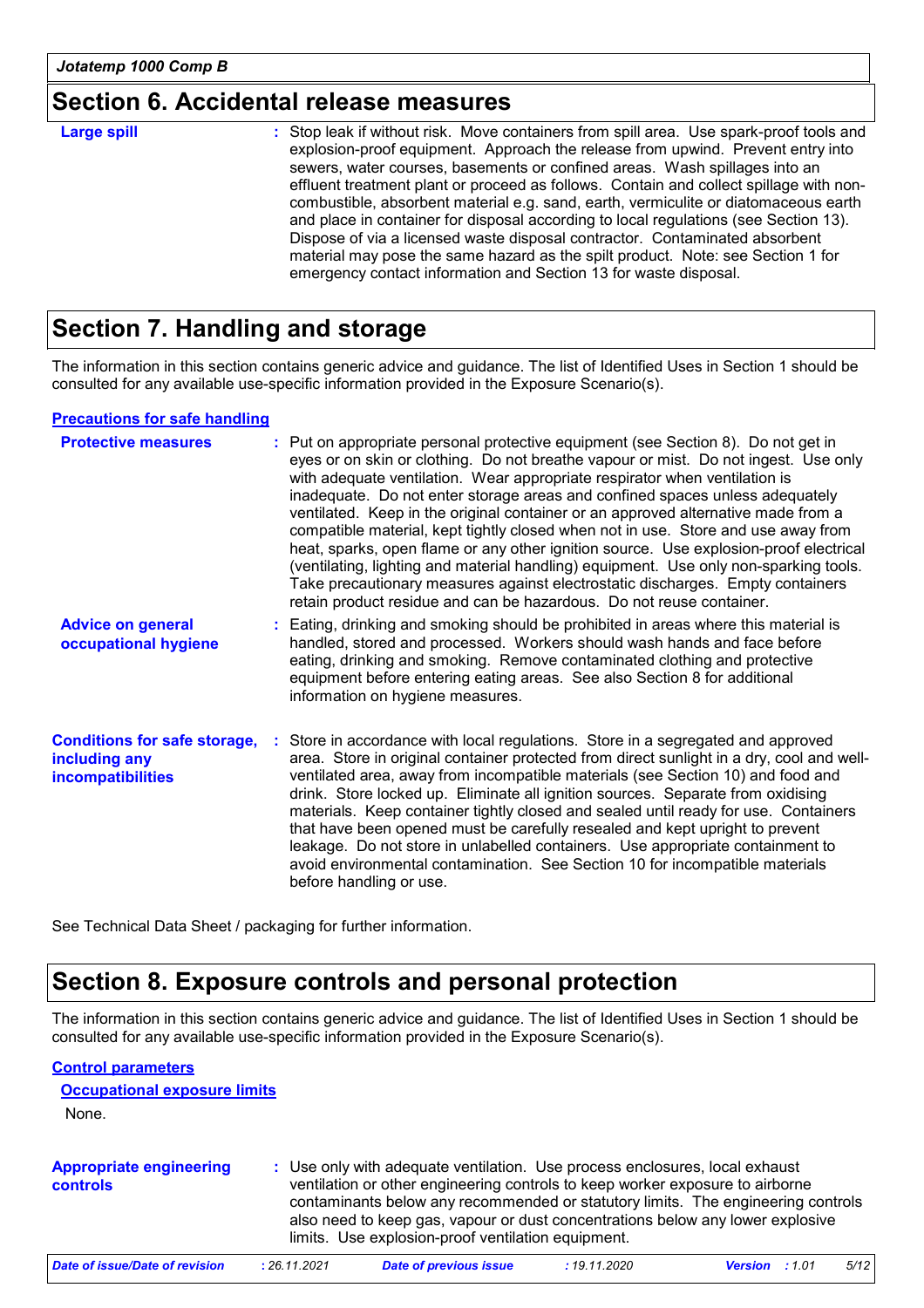## Section 6. Accidental release measures

**Large spill** : Stop leak if without risk. Move containers from spill area. Use spark-proof tools and explosion-proof equipment. Approach the release from upwind. Prevent entry into sewers, water courses, basements or confined areas. Wash spillages into an effluent treatment plant or proceed as follows. Contain and collect spillage with non-combustible, absorbent material e.g. sand, earth, vermiculite or diatomaceous earth and place in container for disposal according to local regulations (see Section 13). Dispose of via a licensed waste disposal contractor. Contaminated absorbent material may pose the same hazard as the spilt product. Note: see Section 1 for emergency contact information and Section 13 for waste disposal.

## Section 7. Handling and storage

The information in this section contains generic advice and guidance. The list of Identified Uses in Section 1 should be consulted for any available use-specific information provided in the Exposure Scenario(s).

### Precautions for safe handling

**Protective measures** : Put on appropriate personal protective equipment (see Section 8). Do not get in eyes or on skin or clothing. Do not breathe vapour or mist. Do not ingest. Use only with adequate ventilation. Wear appropriate respirator when ventilation is inadequate. Do not enter storage areas and confined spaces unless adequately ventilated. Keep in the original container or an approved alternative made from a compatible material, kept tightly closed when not in use. Store and use away from heat, sparks, open flame or any other ignition source. Use explosion-proof electrical (ventilating, lighting and material handling) equipment. Use only non-sparking tools. Take precautionary measures against electrostatic discharges. Empty containers retain product residue and can be hazardous. Do not reuse container.

**Advice on general occupational hygiene** : Eating, drinking and smoking should be prohibited in areas where this material is handled, stored and processed. Workers should wash hands and face before eating, drinking and smoking. Remove contaminated clothing and protective equipment before entering eating areas. See also Section 8 for additional information on hygiene measures.

**Conditions for safe storage, including any incompatibilities** : Store in accordance with local regulations. Store in a segregated and approved area. Store in original container protected from direct sunlight in a dry, cool and well-ventilated area, away from incompatible materials (see Section 10) and food and drink. Store locked up. Eliminate all ignition sources. Separate from oxidising materials. Keep container tightly closed and sealed until ready for use. Containers that have been opened must be carefully resealed and kept upright to prevent leakage. Do not store in unlabelled containers. Use appropriate containment to avoid environmental contamination. See Section 10 for incompatible materials before handling or use.

See Technical Data Sheet / packaging for further information.

## Section 8. Exposure controls and personal protection

The information in this section contains generic advice and guidance. The list of Identified Uses in Section 1 should be consulted for any available use-specific information provided in the Exposure Scenario(s).

### Control parameters

#### Occupational exposure limits

None.

**Appropriate engineering controls** : Use only with adequate ventilation. Use process enclosures, local exhaust ventilation or other engineering controls to keep worker exposure to airborne contaminants below any recommended or statutory limits. The engineering controls also need to keep gas, vapour or dust concentrations below any lower explosive limits. Use explosion-proof ventilation equipment.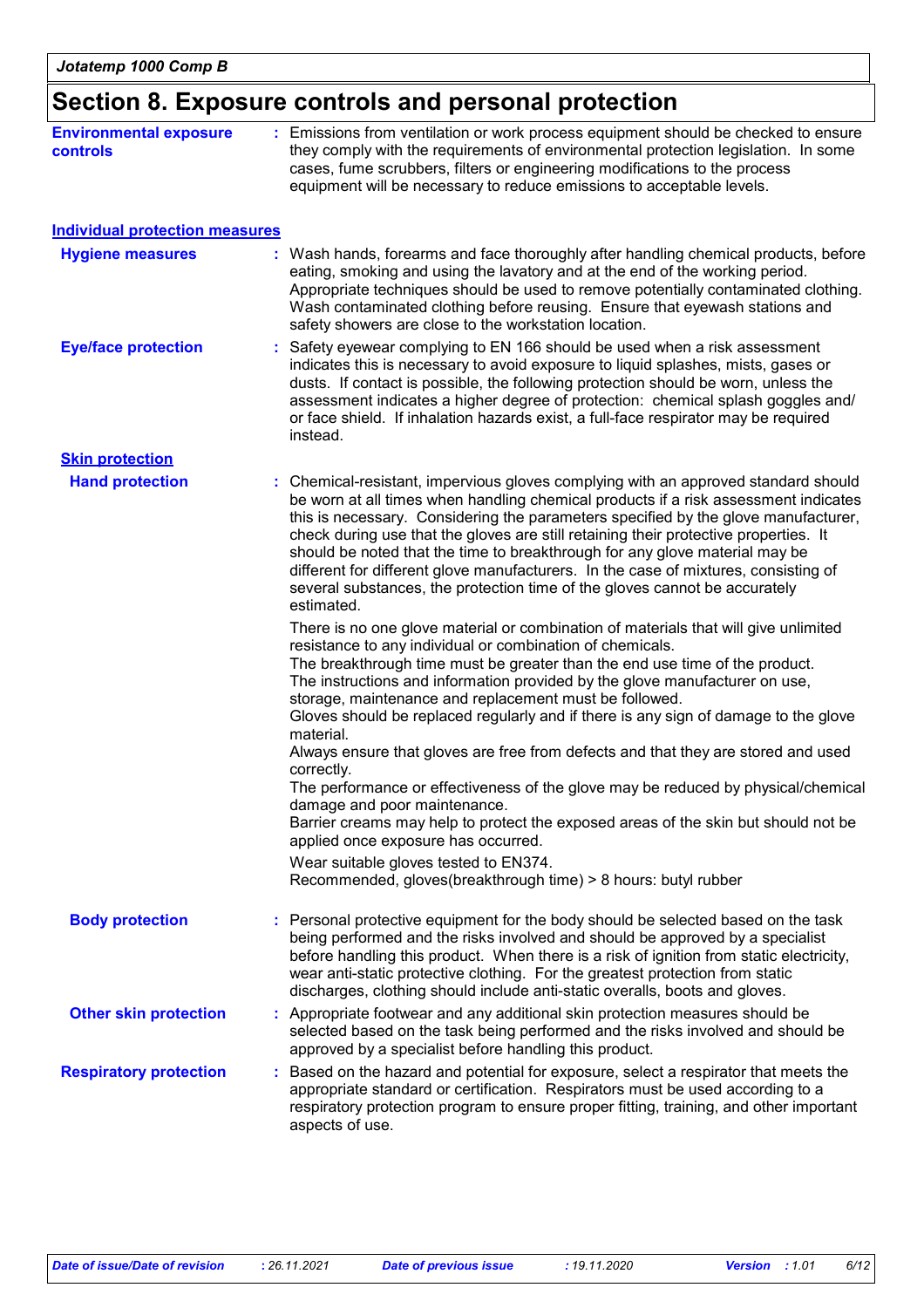# Section 8. Exposure controls and personal protection

**Environmental exposure controls** : Emissions from ventilation or work process equipment should be checked to ensure they comply with the requirements of environmental protection legislation. In some cases, fume scrubbers, filters or engineering modifications to the process equipment will be necessary to reduce emissions to acceptable levels.

## Individual protection measures

**Hygiene measures** : Wash hands, forearms and face thoroughly after handling chemical products, before eating, smoking and using the lavatory and at the end of the working period. Appropriate techniques should be used to remove potentially contaminated clothing. Wash contaminated clothing before reusing. Ensure that eyewash stations and safety showers are close to the workstation location.

**Eye/face protection** : Safety eyewear complying to EN 166 should be used when a risk assessment indicates this is necessary to avoid exposure to liquid splashes, mists, gases or dusts. If contact is possible, the following protection should be worn, unless the assessment indicates a higher degree of protection: chemical splash goggles and/ or face shield. If inhalation hazards exist, a full-face respirator may be required instead.

### Skin protection

**Hand protection** : Chemical-resistant, impervious gloves complying with an approved standard should be worn at all times when handling chemical products if a risk assessment indicates this is necessary. Considering the parameters specified by the glove manufacturer, check during use that the gloves are still retaining their protective properties. It should be noted that the time to breakthrough for any glove material may be different for different glove manufacturers. In the case of mixtures, consisting of several substances, the protection time of the gloves cannot be accurately estimated.

There is no one glove material or combination of materials that will give unlimited resistance to any individual or combination of chemicals.
The breakthrough time must be greater than the end use time of the product.
The instructions and information provided by the glove manufacturer on use, storage, maintenance and replacement must be followed.
Gloves should be replaced regularly and if there is any sign of damage to the glove material.
Always ensure that gloves are free from defects and that they are stored and used correctly.
The performance or effectiveness of the glove may be reduced by physical/chemical damage and poor maintenance.
Barrier creams may help to protect the exposed areas of the skin but should not be applied once exposure has occurred.

Wear suitable gloves tested to EN374.
Recommended, gloves(breakthrough time) > 8 hours: butyl rubber

**Body protection** : Personal protective equipment for the body should be selected based on the task being performed and the risks involved and should be approved by a specialist before handling this product. When there is a risk of ignition from static electricity, wear anti-static protective clothing. For the greatest protection from static discharges, clothing should include anti-static overalls, boots and gloves.

**Other skin protection** : Appropriate footwear and any additional skin protection measures should be selected based on the task being performed and the risks involved and should be approved by a specialist before handling this product.

**Respiratory protection** : Based on the hazard and potential for exposure, select a respirator that meets the appropriate standard or certification. Respirators must be used according to a respiratory protection program to ensure proper fitting, training, and other important aspects of use.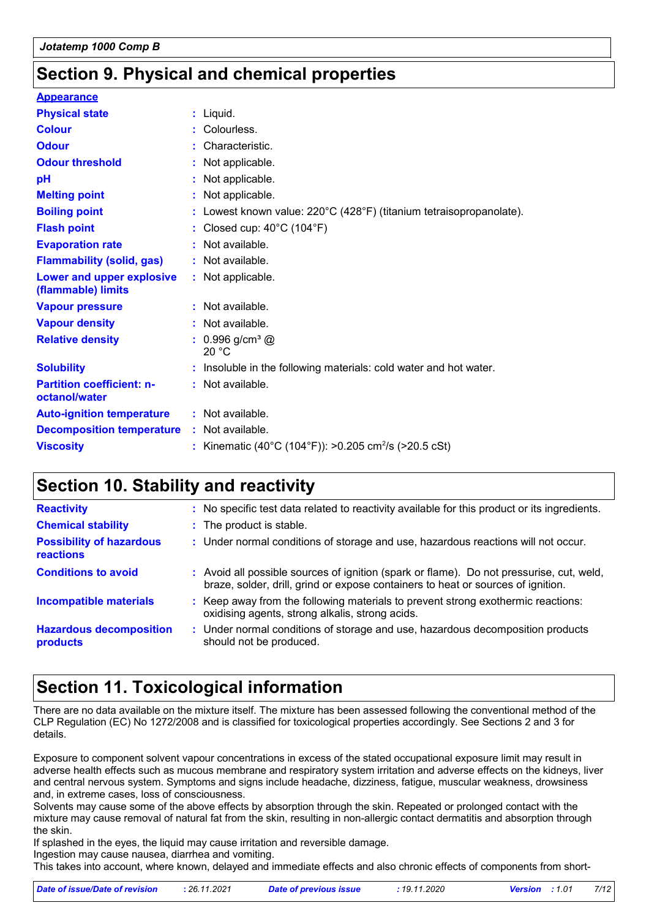## Section 9. Physical and chemical properties

**Appearance**

| | |
|---|---|
| **Physical state** | : Liquid. |
| **Colour** | : Colourless. |
| **Odour** | : Characteristic. |
| **Odour threshold** | : Not applicable. |
| **pH** | : Not applicable. |
| **Melting point** | : Not applicable. |
| **Boiling point** | : Lowest known value: 220°C (428°F) (titanium tetraisopropanolate). |
| **Flash point** | : Closed cup: 40°C (104°F) |
| **Evaporation rate** | : Not available. |
| **Flammability (solid, gas)** | : Not available. |
| **Lower and upper explosive (flammable) limits** | : Not applicable. |
| **Vapour pressure** | : Not available. |
| **Vapour density** | : Not available. |
| **Relative density** | : 0.996 g/cm³ @ 20 °C |
| **Solubility** | : Insoluble in the following materials: cold water and hot water. |
| **Partition coefficient: n-octanol/water** | : Not available. |
| **Auto-ignition temperature** | : Not available. |
| **Decomposition temperature** | : Not available. |
| **Viscosity** | : Kinematic (40°C (104°F)): >0.205 $cm^2/s$ (>20.5 cSt) |

## Section 10. Stability and reactivity

| | |
|---|---|
| **Reactivity** | : No specific test data related to reactivity available for this product or its ingredients. |
| **Chemical stability** | : The product is stable. |
| **Possibility of hazardous reactions** | : Under normal conditions of storage and use, hazardous reactions will not occur. |
| **Conditions to avoid** | : Avoid all possible sources of ignition (spark or flame). Do not pressurise, cut, weld, braze, solder, drill, grind or expose containers to heat or sources of ignition. |
| **Incompatible materials** | : Keep away from the following materials to prevent strong exothermic reactions: oxidising agents, strong alkalis, strong acids. |
| **Hazardous decomposition products** | : Under normal conditions of storage and use, hazardous decomposition products should not be produced. |

## Section 11. Toxicological information

There are no data available on the mixture itself. The mixture has been assessed following the conventional method of the CLP Regulation (EC) No 1272/2008 and is classified for toxicological properties accordingly. See Sections 2 and 3 for details.

Exposure to component solvent vapour concentrations in excess of the stated occupational exposure limit may result in adverse health effects such as mucous membrane and respiratory system irritation and adverse effects on the kidneys, liver and central nervous system. Symptoms and signs include headache, dizziness, fatigue, muscular weakness, drowsiness and, in extreme cases, loss of consciousness.
Solvents may cause some of the above effects by absorption through the skin. Repeated or prolonged contact with the mixture may cause removal of natural fat from the skin, resulting in non-allergic contact dermatitis and absorption through the skin.
If splashed in the eyes, the liquid may cause irritation and reversible damage.
Ingestion may cause nausea, diarrhea and vomiting.
This takes into account, where known, delayed and immediate effects and also chronic effects of components from short-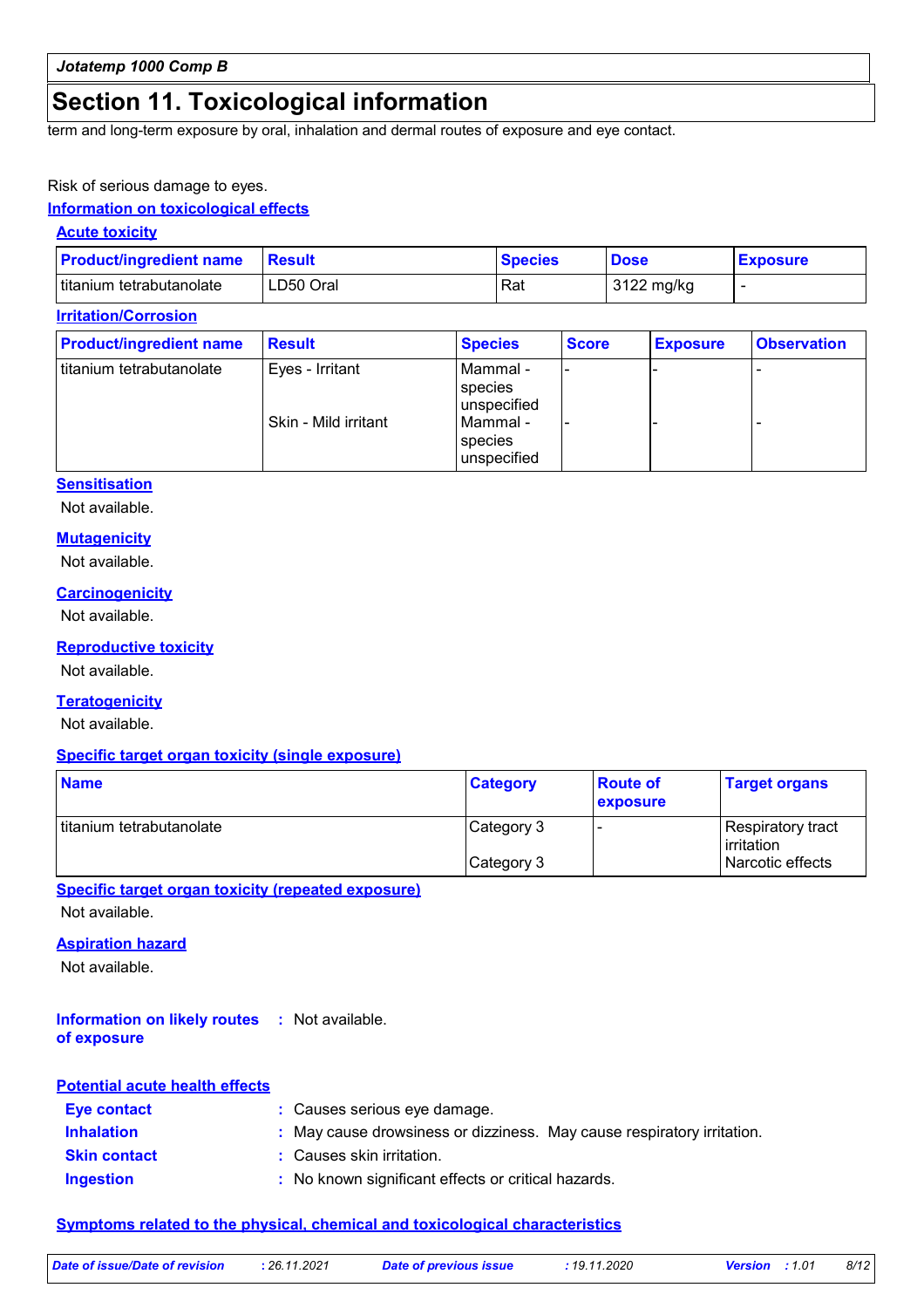# Section 11. Toxicological information

term and long-term exposure by oral, inhalation and dermal routes of exposure and eye contact.

Risk of serious damage to eyes.

## Information on toxicological effects

### Acute toxicity

| Product/ingredient name | Result | Species | Dose | Exposure |
|---|---|---|---|---|
| titanium tetrabutanolate | LD50 Oral | Rat | 3122 mg/kg | - |

### Irritation/Corrosion

| Product/ingredient name | Result | Species | Score | Exposure | Observation |
|---|---|---|---|---|---|
| titanium tetrabutanolate | Eyes - Irritant | Mammal - species unspecified | - | - | - |
| | Skin - Mild irritant | Mammal - species unspecified | - | - | - |

### Sensitisation

Not available.

### Mutagenicity

Not available.

### Carcinogenicity

Not available.

### Reproductive toxicity

Not available.

### Teratogenicity

Not available.

### Specific target organ toxicity (single exposure)

| Name | Category | Route of exposure | Target organs |
|---|---|---|---|
| titanium tetrabutanolate | Category 3 | - | Respiratory tract irritation |
| | Category 3 | | Narcotic effects |

### Specific target organ toxicity (repeated exposure)

Not available.

### Aspiration hazard

Not available.

**Information on likely routes of exposure** : Not available.

### Potential acute health effects

**Eye contact** : Causes serious eye damage.

**Inhalation** : May cause drowsiness or dizziness. May cause respiratory irritation.

**Skin contact** : Causes skin irritation.

**Ingestion** : No known significant effects or critical hazards.

### Symptoms related to the physical, chemical and toxicological characteristics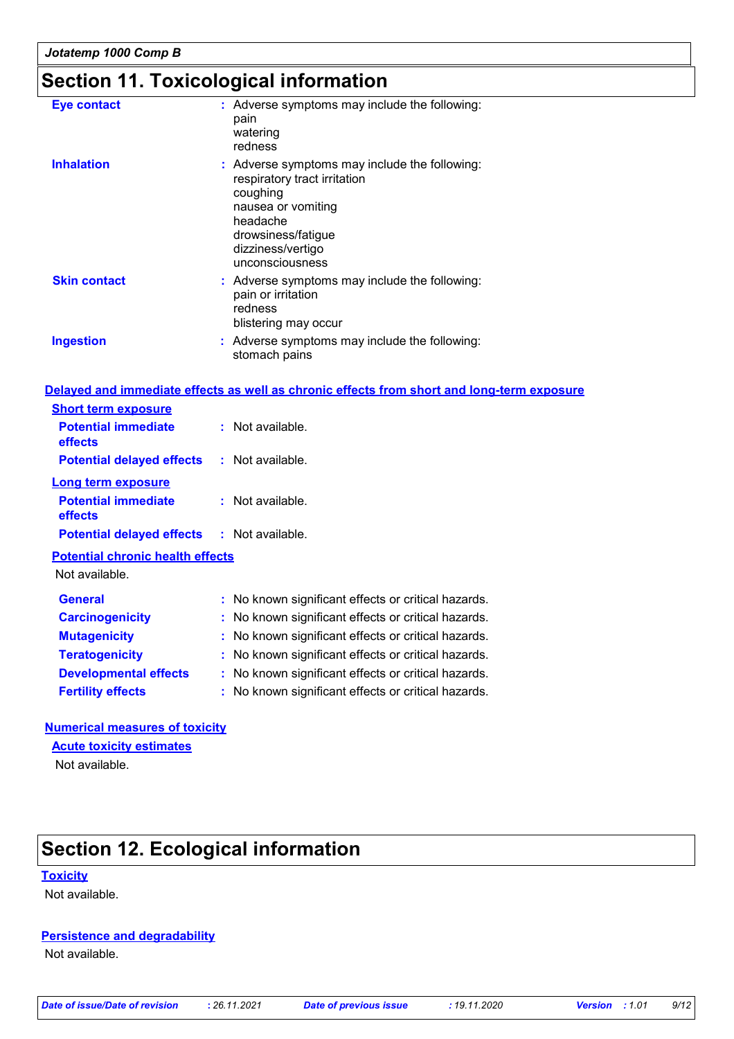## Section 11. Toxicological information

**Eye contact** : Adverse symptoms may include the following:
pain
watering
redness

**Inhalation** : Adverse symptoms may include the following:
respiratory tract irritation
coughing
nausea or vomiting
headache
drowsiness/fatigue
dizziness/vertigo
unconsciousness

**Skin contact** : Adverse symptoms may include the following:
pain or irritation
redness
blistering may occur

**Ingestion** : Adverse symptoms may include the following:
stomach pains

### Delayed and immediate effects as well as chronic effects from short and long-term exposure

**Short term exposure**

**Potential immediate effects** : Not available.

**Potential delayed effects** : Not available.

**Long term exposure**

**Potential immediate effects** : Not available.

**Potential delayed effects** : Not available.

**Potential chronic health effects**

Not available.

**General** : No known significant effects or critical hazards.

**Carcinogenicity** : No known significant effects or critical hazards.

**Mutagenicity** : No known significant effects or critical hazards.

**Teratogenicity** : No known significant effects or critical hazards.

**Developmental effects** : No known significant effects or critical hazards.

**Fertility effects** : No known significant effects or critical hazards.

### Numerical measures of toxicity

**Acute toxicity estimates**

Not available.

## Section 12. Ecological information

### Toxicity

Not available.

### Persistence and degradability

Not available.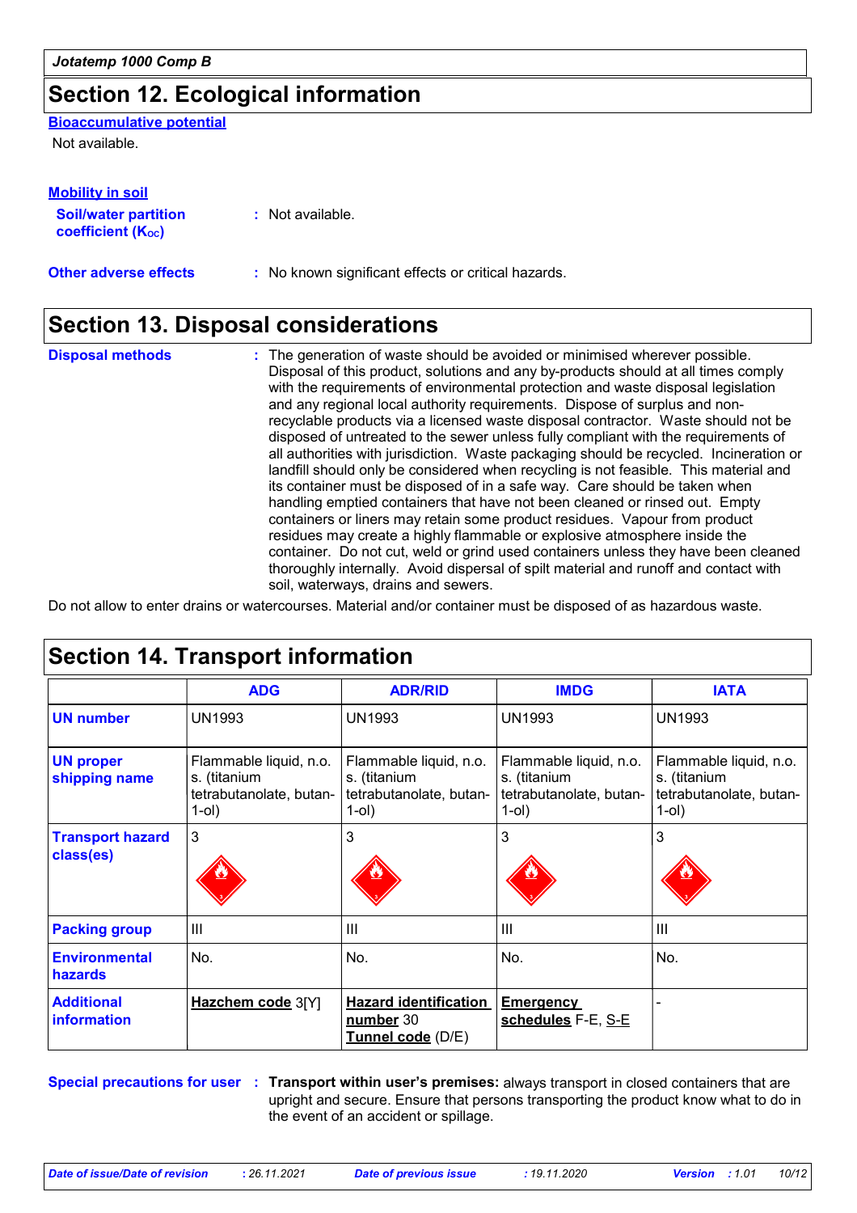## Section 12. Ecological information

**Bioaccumulative potential**

Not available.

**Mobility in soil**

**Soil/water partition coefficient ($K_{OC}$)** : Not available.

**Other adverse effects** : No known significant effects or critical hazards.

## Section 13. Disposal considerations

**Disposal methods** : The generation of waste should be avoided or minimised wherever possible. Disposal of this product, solutions and any by-products should at all times comply with the requirements of environmental protection and waste disposal legislation and any regional local authority requirements. Dispose of surplus and non-recyclable products via a licensed waste disposal contractor. Waste should not be disposed of untreated to the sewer unless fully compliant with the requirements of all authorities with jurisdiction. Waste packaging should be recycled. Incineration or landfill should only be considered when recycling is not feasible. This material and its container must be disposed of in a safe way. Care should be taken when handling emptied containers that have not been cleaned or rinsed out. Empty containers or liners may retain some product residues. Vapour from product residues may create a highly flammable or explosive atmosphere inside the container. Do not cut, weld or grind used containers unless they have been cleaned thoroughly internally. Avoid dispersal of spilt material and runoff and contact with soil, waterways, drains and sewers.

Do not allow to enter drains or watercourses. Material and/or container must be disposed of as hazardous waste.

## Section 14. Transport information

| | ADG | ADR/RID | IMDG | IATA |
|---|---|---|---|---|
| **UN number** | UN1993 | UN1993 | UN1993 | UN1993 |
| **UN proper shipping name** | Flammable liquid, n.o.s. (titanium tetrabutanolate, butan-1-ol) | Flammable liquid, n.o.s. (titanium tetrabutanolate, butan-1-ol) | Flammable liquid, n.o.s. (titanium tetrabutanolate, butan-1-ol) | Flammable liquid, n.o.s. (titanium tetrabutanolate, butan-1-ol) |
| **Transport hazard class(es)** | 3 | 3 | 3 | 3 |
| **Packing group** | III | III | III | III |
| **Environmental hazards** | No. | No. | No. | No. |
| **Additional information** | **Hazchem code** 3[Y] | **Hazard identification number** 30 **Tunnel code** (D/E) | **Emergency schedules** F-E, S-E | - |

**Special precautions for user** : **Transport within user's premises:** always transport in closed containers that are upright and secure. Ensure that persons transporting the product know what to do in the event of an accident or spillage.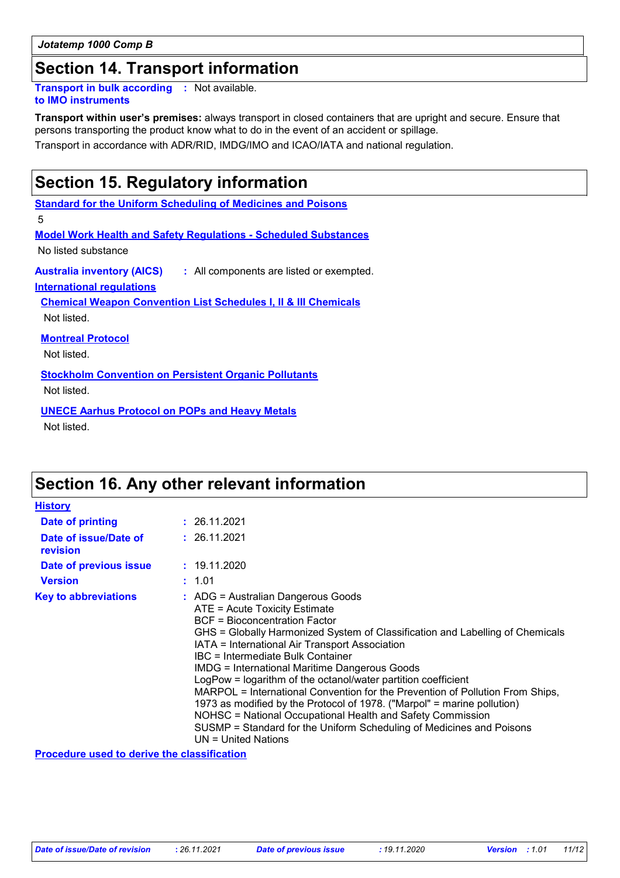## Section 14. Transport information

**Transport in bulk according to IMO instruments** : Not available.

**Transport within user's premises:** always transport in closed containers that are upright and secure. Ensure that persons transporting the product know what to do in the event of an accident or spillage.

Transport in accordance with ADR/RID, IMDG/IMO and ICAO/IATA and national regulation.

## Section 15. Regulatory information

**Standard for the Uniform Scheduling of Medicines and Poisons**

5

**Model Work Health and Safety Regulations - Scheduled Substances**

No listed substance

**Australia inventory (AICS)** : All components are listed or exempted.

**International regulations**

**Chemical Weapon Convention List Schedules I, II & III Chemicals**

Not listed.

**Montreal Protocol**

Not listed.

**Stockholm Convention on Persistent Organic Pollutants**

Not listed.

**UNECE Aarhus Protocol on POPs and Heavy Metals**

Not listed.

## Section 16. Any other relevant information

**History**

**Date of printing** : 26.11.2021

**Date of issue/Date of revision** : 26.11.2021

**Date of previous issue** : 19.11.2020

**Version** : 1.01

**Key to abbreviations** :
ADG = Australian Dangerous Goods
ATE = Acute Toxicity Estimate
BCF = Bioconcentration Factor
GHS = Globally Harmonized System of Classification and Labelling of Chemicals
IATA = International Air Transport Association
IBC = Intermediate Bulk Container
IMDG = International Maritime Dangerous Goods
LogPow = logarithm of the octanol/water partition coefficient
MARPOL = International Convention for the Prevention of Pollution From Ships, 1973 as modified by the Protocol of 1978. ("Marpol" = marine pollution)
NOHSC = National Occupational Health and Safety Commission
SUSMP = Standard for the Uniform Scheduling of Medicines and Poisons
UN = United Nations

**Procedure used to derive the classification**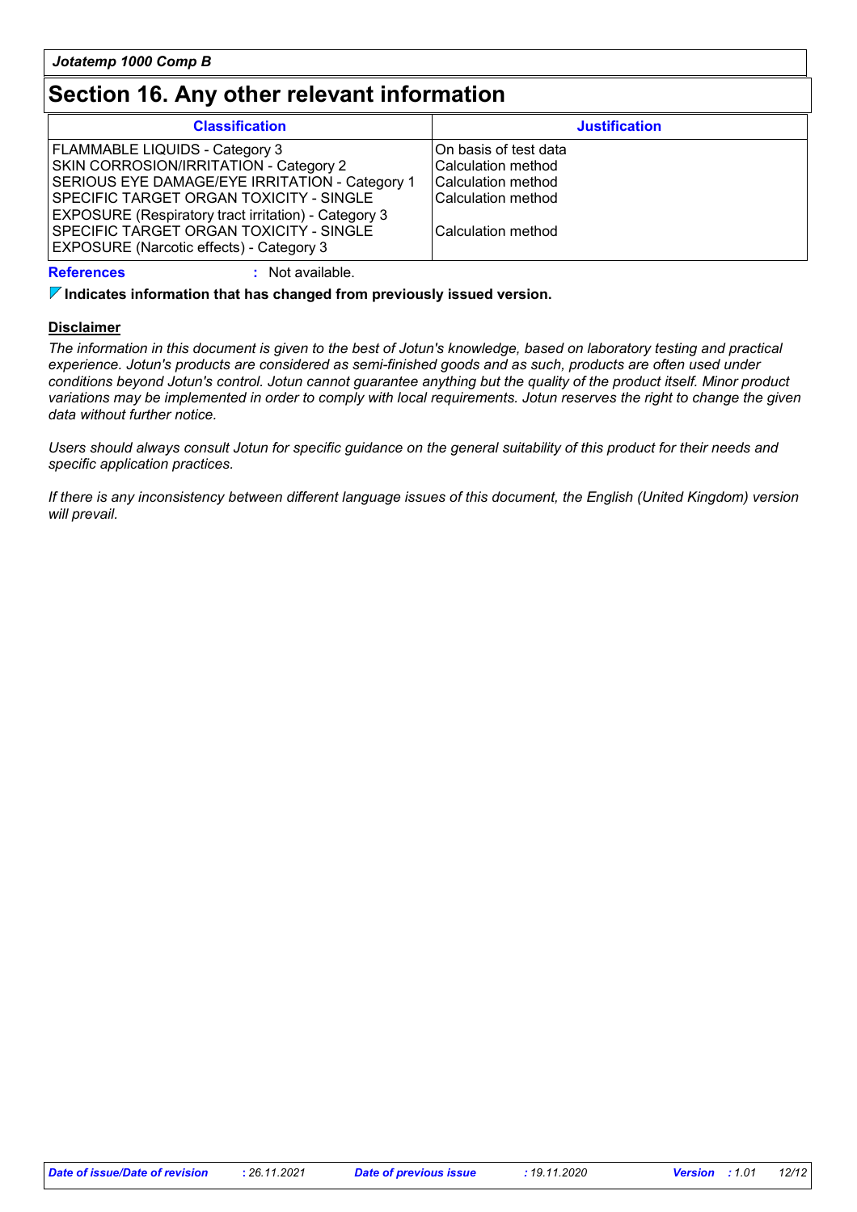# Section 16. Any other relevant information

| Classification | Justification |
|---|---|
| FLAMMABLE LIQUIDS - Category 3 | On basis of test data |
| SKIN CORROSION/IRRITATION - Category 2 | Calculation method |
| SERIOUS EYE DAMAGE/EYE IRRITATION - Category 1 | Calculation method |
| SPECIFIC TARGET ORGAN TOXICITY - SINGLE EXPOSURE (Respiratory tract irritation) - Category 3 | Calculation method |
| SPECIFIC TARGET ORGAN TOXICITY - SINGLE EXPOSURE (Narcotic effects) - Category 3 | Calculation method |

**References** : Not available.

**Indicates information that has changed from previously issued version.**

**Disclaimer**

*The information in this document is given to the best of Jotun's knowledge, based on laboratory testing and practical experience. Jotun's products are considered as semi-finished goods and as such, products are often used under conditions beyond Jotun's control. Jotun cannot guarantee anything but the quality of the product itself. Minor product variations may be implemented in order to comply with local requirements. Jotun reserves the right to change the given data without further notice.*

*Users should always consult Jotun for specific guidance on the general suitability of this product for their needs and specific application practices.*

*If there is any inconsistency between different language issues of this document, the English (United Kingdom) version will prevail.*